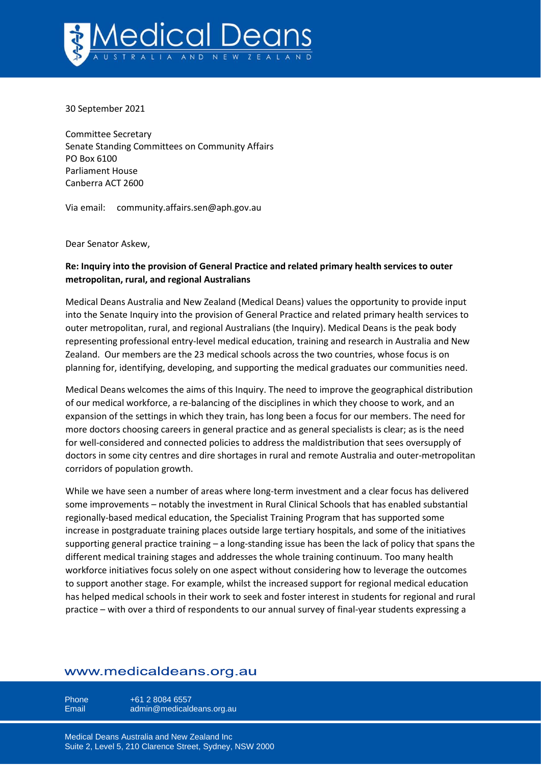30 September 2021

Committee Secretary
Senate Standing Committees on Community Affairs
PO Box 6100
Parliament House
Canberra ACT 2600

Via email: community.affairs.sen@aph.gov.au

Dear Senator Askew,

**Re: Inquiry into the provision of General Practice and related primary health services to outer metropolitan, rural, and regional Australians**

Medical Deans Australia and New Zealand (Medical Deans) values the opportunity to provide input into the Senate Inquiry into the provision of General Practice and related primary health services to outer metropolitan, rural, and regional Australians (the Inquiry). Medical Deans is the peak body representing professional entry-level medical education, training and research in Australia and New Zealand. Our members are the 23 medical schools across the two countries, whose focus is on planning for, identifying, developing, and supporting the medical graduates our communities need.

Medical Deans welcomes the aims of this Inquiry. The need to improve the geographical distribution of our medical workforce, a re-balancing of the disciplines in which they choose to work, and an expansion of the settings in which they train, has long been a focus for our members. The need for more doctors choosing careers in general practice and as general specialists is clear; as is the need for well-considered and connected policies to address the maldistribution that sees oversupply of doctors in some city centres and dire shortages in rural and remote Australia and outer-metropolitan corridors of population growth.

While we have seen a number of areas where long-term investment and a clear focus has delivered some improvements – notably the investment in Rural Clinical Schools that has enabled substantial regionally-based medical education, the Specialist Training Program that has supported some increase in postgraduate training places outside large tertiary hospitals, and some of the initiatives supporting general practice training – a long-standing issue has been the lack of policy that spans the different medical training stages and addresses the whole training continuum. Too many health workforce initiatives focus solely on one aspect without considering how to leverage the outcomes to support another stage. For example, whilst the increased support for regional medical education has helped medical schools in their work to seek and foster interest in students for regional and rural practice – with over a third of respondents to our annual survey of final-year students expressing a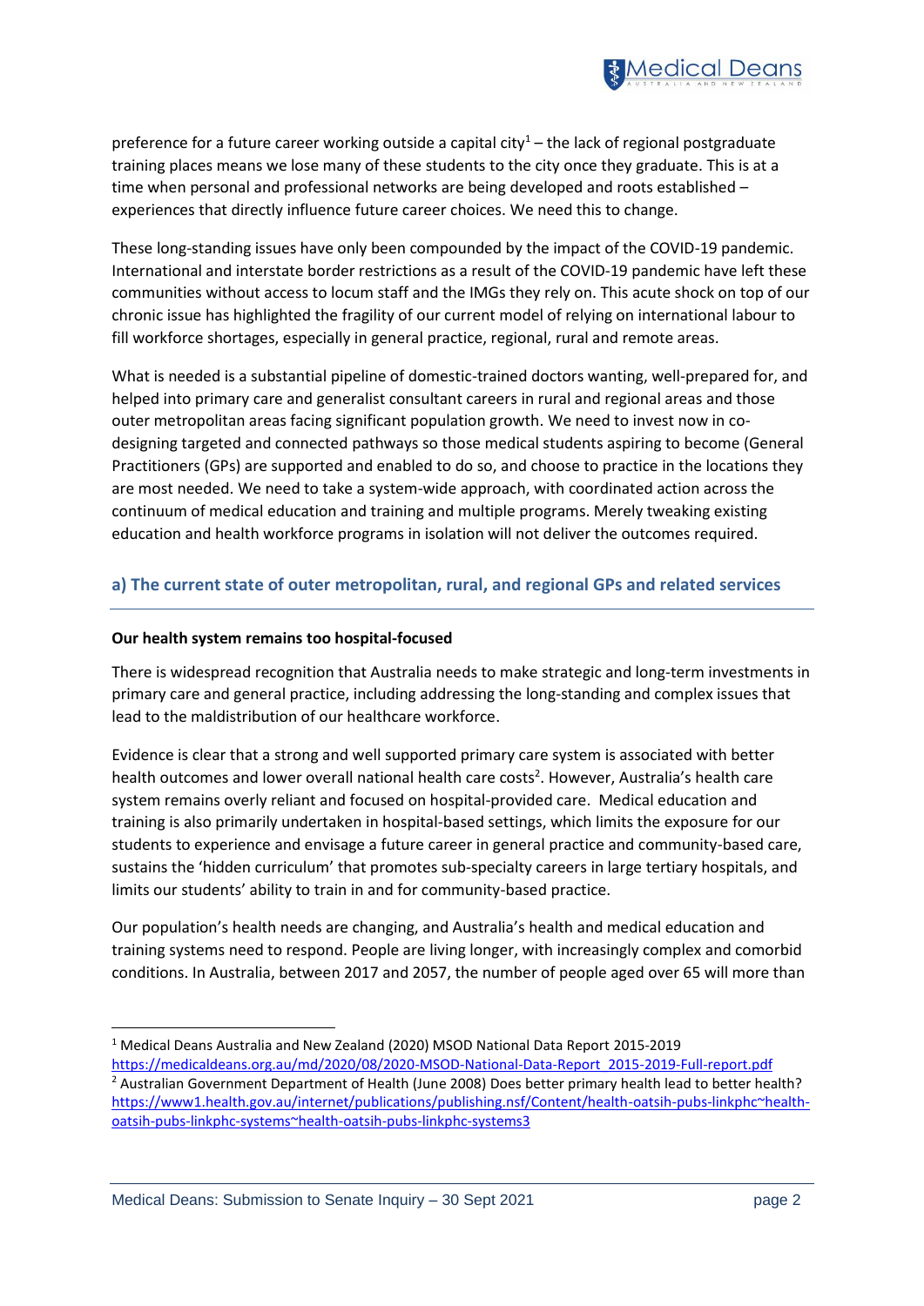preference for a future career working outside a capital city[1] – the lack of regional postgraduate training places means we lose many of these students to the city once they graduate. This is at a time when personal and professional networks are being developed and roots established – experiences that directly influence future career choices. We need this to change.

These long-standing issues have only been compounded by the impact of the COVID-19 pandemic. International and interstate border restrictions as a result of the COVID-19 pandemic have left these communities without access to locum staff and the IMGs they rely on. This acute shock on top of our chronic issue has highlighted the fragility of our current model of relying on international labour to fill workforce shortages, especially in general practice, regional, rural and remote areas.

What is needed is a substantial pipeline of domestic-trained doctors wanting, well-prepared for, and helped into primary care and generalist consultant careers in rural and regional areas and those outer metropolitan areas facing significant population growth. We need to invest now in co-designing targeted and connected pathways so those medical students aspiring to become (General Practitioners (GPs) are supported and enabled to do so, and choose to practice in the locations they are most needed. We need to take a system-wide approach, with coordinated action across the continuum of medical education and training and multiple programs. Merely tweaking existing education and health workforce programs in isolation will not deliver the outcomes required.

## a) The current state of outer metropolitan, rural, and regional GPs and related services

**Our health system remains too hospital-focused**

There is widespread recognition that Australia needs to make strategic and long-term investments in primary care and general practice, including addressing the long-standing and complex issues that lead to the maldistribution of our healthcare workforce.

Evidence is clear that a strong and well supported primary care system is associated with better health outcomes and lower overall national health care costs[2]. However, Australia's health care system remains overly reliant and focused on hospital-provided care. Medical education and training is also primarily undertaken in hospital-based settings, which limits the exposure for our students to experience and envisage a future career in general practice and community-based care, sustains the 'hidden curriculum' that promotes sub-specialty careers in large tertiary hospitals, and limits our students' ability to train in and for community-based practice.

Our population's health needs are changing, and Australia's health and medical education and training systems need to respond. People are living longer, with increasingly complex and comorbid conditions. In Australia, between 2017 and 2057, the number of people aged over 65 will more than

---

[1] Medical Deans Australia and New Zealand (2020) MSOD National Data Report 2015-2019 https://medicaldeans.org.au/md/2020/08/2020-MSOD-National-Data-Report_2015-2019-Full-report.pdf

[2] Australian Government Department of Health (June 2008) Does better primary health lead to better health? https://www1.health.gov.au/internet/publications/publishing.nsf/Content/health-oatsih-pubs-linkphc~health-oatsih-pubs-linkphc-systems~health-oatsih-pubs-linkphc-systems3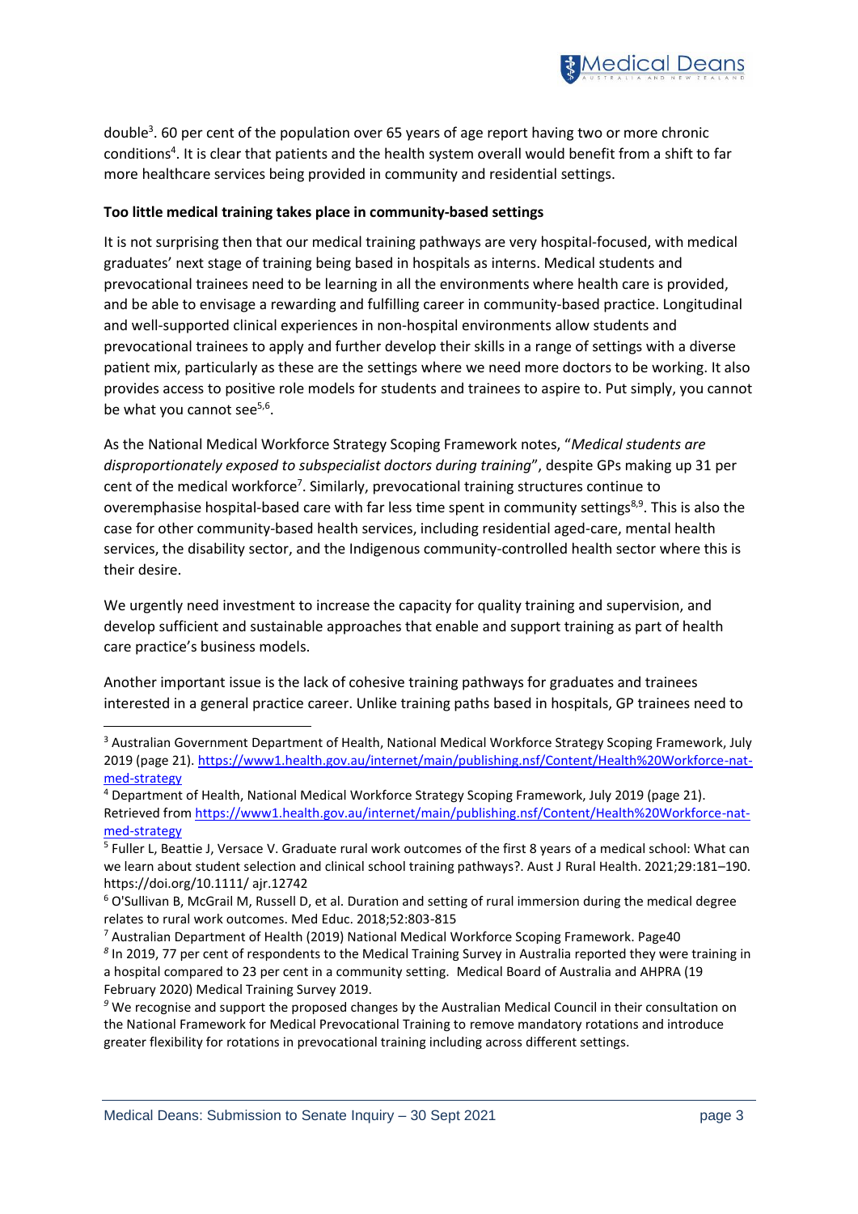double[3]. 60 per cent of the population over 65 years of age report having two or more chronic conditions[4]. It is clear that patients and the health system overall would benefit from a shift to far more healthcare services being provided in community and residential settings.

**Too little medical training takes place in community-based settings**

It is not surprising then that our medical training pathways are very hospital-focused, with medical graduates' next stage of training being based in hospitals as interns. Medical students and prevocational trainees need to be learning in all the environments where health care is provided, and be able to envisage a rewarding and fulfilling career in community-based practice. Longitudinal and well-supported clinical experiences in non-hospital environments allow students and prevocational trainees to apply and further develop their skills in a range of settings with a diverse patient mix, particularly as these are the settings where we need more doctors to be working. It also provides access to positive role models for students and trainees to aspire to. Put simply, you cannot be what you cannot see[5,6].

As the National Medical Workforce Strategy Scoping Framework notes, "*Medical students are disproportionately exposed to subspecialist doctors during training*", despite GPs making up 31 per cent of the medical workforce[7]. Similarly, prevocational training structures continue to overemphasise hospital-based care with far less time spent in community settings[8,9]. This is also the case for other community-based health services, including residential aged-care, mental health services, the disability sector, and the Indigenous community-controlled health sector where this is their desire.

We urgently need investment to increase the capacity for quality training and supervision, and develop sufficient and sustainable approaches that enable and support training as part of health care practice's business models.

Another important issue is the lack of cohesive training pathways for graduates and trainees interested in a general practice career. Unlike training paths based in hospitals, GP trainees need to

---

[3] Australian Government Department of Health, National Medical Workforce Strategy Scoping Framework, July 2019 (page 21). https://www1.health.gov.au/internet/main/publishing.nsf/Content/Health%20Workforce-nat-med-strategy

[4] Department of Health, National Medical Workforce Strategy Scoping Framework, July 2019 (page 21). Retrieved from https://www1.health.gov.au/internet/main/publishing.nsf/Content/Health%20Workforce-nat-med-strategy

[5] Fuller L, Beattie J, Versace V. Graduate rural work outcomes of the first 8 years of a medical school: What can we learn about student selection and clinical school training pathways?. Aust J Rural Health. 2021;29:181–190. https://doi.org/10.1111/ ajr.12742

[6] O'Sullivan B, McGrail M, Russell D, et al. Duration and setting of rural immersion during the medical degree relates to rural work outcomes. Med Educ. 2018;52:803-815

[7] Australian Department of Health (2019) National Medical Workforce Scoping Framework. Page40

[8] In 2019, 77 per cent of respondents to the Medical Training Survey in Australia reported they were training in a hospital compared to 23 per cent in a community setting. Medical Board of Australia and AHPRA (19 February 2020) Medical Training Survey 2019.

[9] We recognise and support the proposed changes by the Australian Medical Council in their consultation on the National Framework for Medical Prevocational Training to remove mandatory rotations and introduce greater flexibility for rotations in prevocational training including across different settings.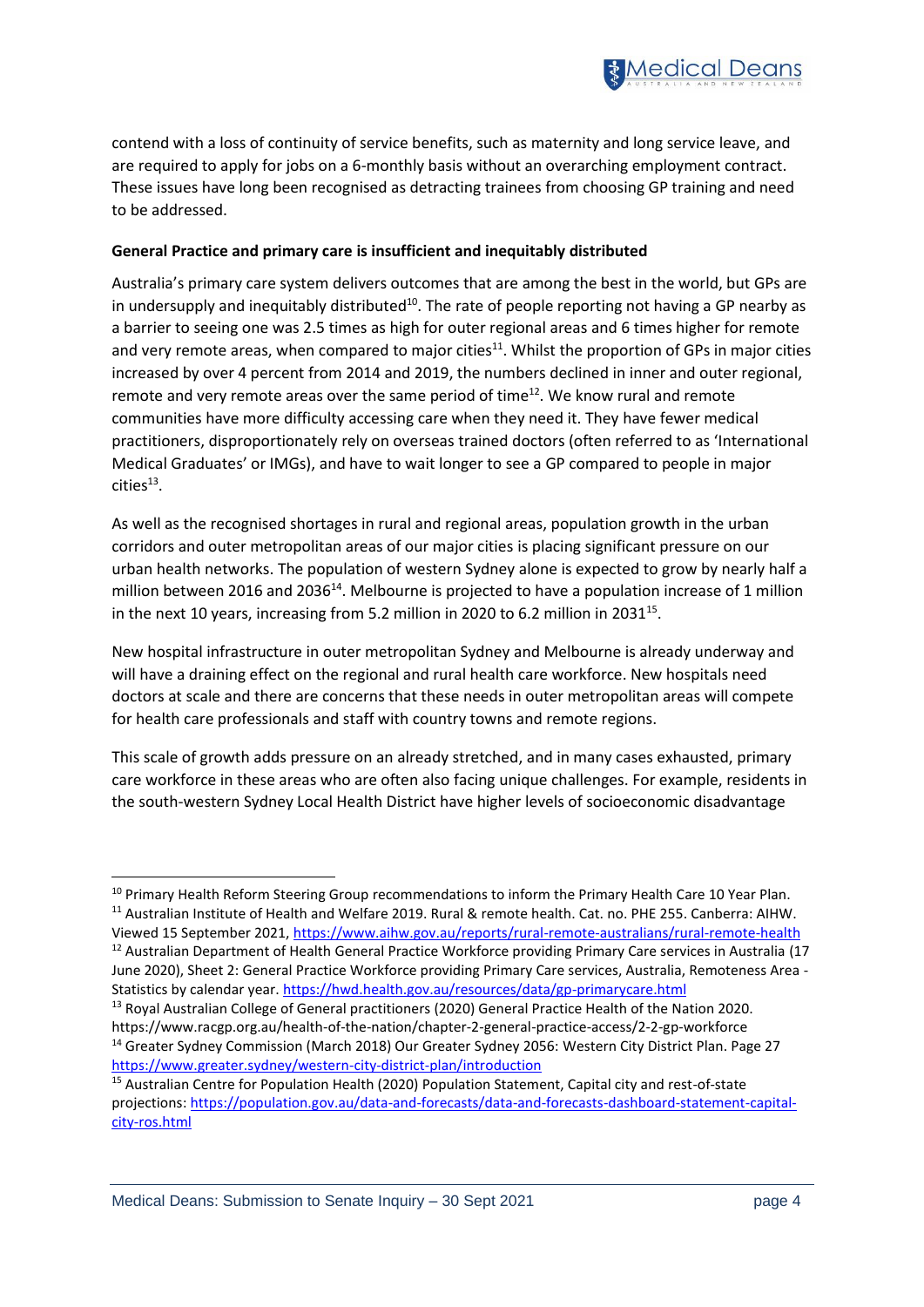contend with a loss of continuity of service benefits, such as maternity and long service leave, and are required to apply for jobs on a 6-monthly basis without an overarching employment contract. These issues have long been recognised as detracting trainees from choosing GP training and need to be addressed.

**General Practice and primary care is insufficient and inequitably distributed**

Australia's primary care system delivers outcomes that are among the best in the world, but GPs are in undersupply and inequitably distributed[10]. The rate of people reporting not having a GP nearby as a barrier to seeing one was 2.5 times as high for outer regional areas and 6 times higher for remote and very remote areas, when compared to major cities[11]. Whilst the proportion of GPs in major cities increased by over 4 percent from 2014 and 2019, the numbers declined in inner and outer regional, remote and very remote areas over the same period of time[12]. We know rural and remote communities have more difficulty accessing care when they need it. They have fewer medical practitioners, disproportionately rely on overseas trained doctors (often referred to as 'International Medical Graduates' or IMGs), and have to wait longer to see a GP compared to people in major cities[13].

As well as the recognised shortages in rural and regional areas, population growth in the urban corridors and outer metropolitan areas of our major cities is placing significant pressure on our urban health networks. The population of western Sydney alone is expected to grow by nearly half a million between 2016 and 2036[14]. Melbourne is projected to have a population increase of 1 million in the next 10 years, increasing from 5.2 million in 2020 to 6.2 million in 2031[15].

New hospital infrastructure in outer metropolitan Sydney and Melbourne is already underway and will have a draining effect on the regional and rural health care workforce. New hospitals need doctors at scale and there are concerns that these needs in outer metropolitan areas will compete for health care professionals and staff with country towns and remote regions.

This scale of growth adds pressure on an already stretched, and in many cases exhausted, primary care workforce in these areas who are often also facing unique challenges. For example, residents in the south-western Sydney Local Health District have higher levels of socioeconomic disadvantage

---

[10] Primary Health Reform Steering Group recommendations to inform the Primary Health Care 10 Year Plan.

[11] Australian Institute of Health and Welfare 2019. Rural & remote health. Cat. no. PHE 255. Canberra: AIHW. Viewed 15 September 2021, https://www.aihw.gov.au/reports/rural-remote-australians/rural-remote-health

[12] Australian Department of Health General Practice Workforce providing Primary Care services in Australia (17 June 2020), Sheet 2: General Practice Workforce providing Primary Care services, Australia, Remoteness Area - Statistics by calendar year. https://hwd.health.gov.au/resources/data/gp-primarycare.html

[13] Royal Australian College of General practitioners (2020) General Practice Health of the Nation 2020. https://www.racgp.org.au/health-of-the-nation/chapter-2-general-practice-access/2-2-gp-workforce

[14] Greater Sydney Commission (March 2018) Our Greater Sydney 2056: Western City District Plan. Page 27 https://www.greater.sydney/western-city-district-plan/introduction

[15] Australian Centre for Population Health (2020) Population Statement, Capital city and rest-of-state projections: https://population.gov.au/data-and-forecasts/data-and-forecasts-dashboard-statement-capital-city-ros.html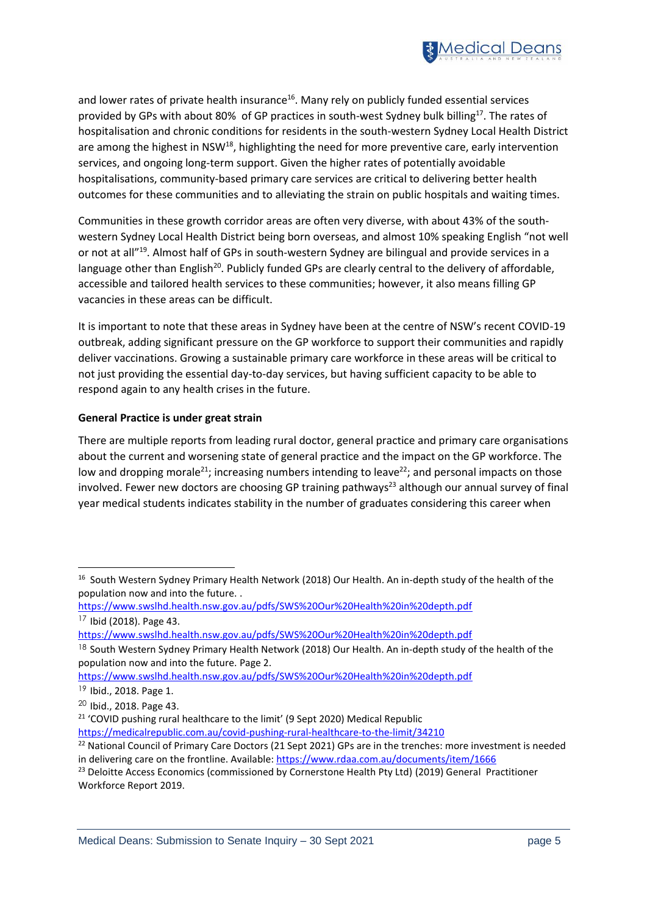and lower rates of private health insurance[16]. Many rely on publicly funded essential services provided by GPs with about 80% of GP practices in south-west Sydney bulk billing[17]. The rates of hospitalisation and chronic conditions for residents in the south-western Sydney Local Health District are among the highest in NSW[18], highlighting the need for more preventive care, early intervention services, and ongoing long-term support. Given the higher rates of potentially avoidable hospitalisations, community-based primary care services are critical to delivering better health outcomes for these communities and to alleviating the strain on public hospitals and waiting times.

Communities in these growth corridor areas are often very diverse, with about 43% of the south-western Sydney Local Health District being born overseas, and almost 10% speaking English "not well or not at all"[19]. Almost half of GPs in south-western Sydney are bilingual and provide services in a language other than English[20]. Publicly funded GPs are clearly central to the delivery of affordable, accessible and tailored health services to these communities; however, it also means filling GP vacancies in these areas can be difficult.

It is important to note that these areas in Sydney have been at the centre of NSW's recent COVID-19 outbreak, adding significant pressure on the GP workforce to support their communities and rapidly deliver vaccinations. Growing a sustainable primary care workforce in these areas will be critical to not just providing the essential day-to-day services, but having sufficient capacity to be able to respond again to any health crises in the future.

**General Practice is under great strain**

There are multiple reports from leading rural doctor, general practice and primary care organisations about the current and worsening state of general practice and the impact on the GP workforce. The low and dropping morale[21]; increasing numbers intending to leave[22]; and personal impacts on those involved. Fewer new doctors are choosing GP training pathways[23] although our annual survey of final year medical students indicates stability in the number of graduates considering this career when

---

[16] South Western Sydney Primary Health Network (2018) Our Health. An in-depth study of the health of the population now and into the future. . https://www.swslhd.health.nsw.gov.au/pdfs/SWS%20Our%20Health%20in%20depth.pdf

[17] Ibid (2018). Page 43. https://www.swslhd.health.nsw.gov.au/pdfs/SWS%20Our%20Health%20in%20depth.pdf

[18] South Western Sydney Primary Health Network (2018) Our Health. An in-depth study of the health of the population now and into the future. Page 2. https://www.swslhd.health.nsw.gov.au/pdfs/SWS%20Our%20Health%20in%20depth.pdf

[19] Ibid., 2018. Page 1.

[20] Ibid., 2018. Page 43.

[21] 'COVID pushing rural healthcare to the limit' (9 Sept 2020) Medical Republic https://medicalrepublic.com.au/covid-pushing-rural-healthcare-to-the-limit/34210

[22] National Council of Primary Care Doctors (21 Sept 2021) GPs are in the trenches: more investment is needed in delivering care on the frontline. Available: https://www.rdaa.com.au/documents/item/1666

[23] Deloitte Access Economics (commissioned by Cornerstone Health Pty Ltd) (2019) General Practitioner Workforce Report 2019.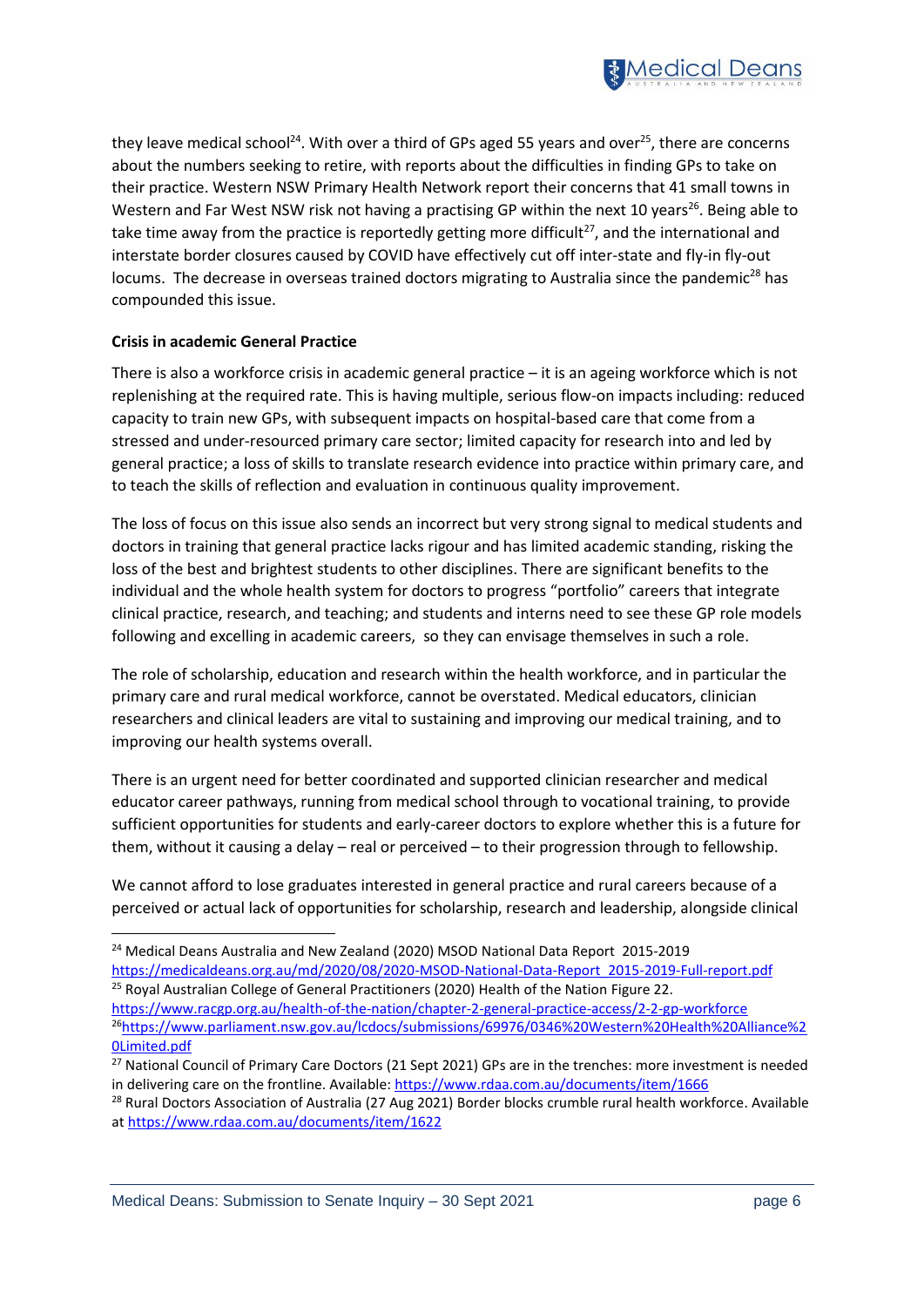they leave medical school[24]. With over a third of GPs aged 55 years and over[25], there are concerns about the numbers seeking to retire, with reports about the difficulties in finding GPs to take on their practice. Western NSW Primary Health Network report their concerns that 41 small towns in Western and Far West NSW risk not having a practising GP within the next 10 years[26]. Being able to take time away from the practice is reportedly getting more difficult[27], and the international and interstate border closures caused by COVID have effectively cut off inter-state and fly-in fly-out locums. The decrease in overseas trained doctors migrating to Australia since the pandemic[28] has compounded this issue.

**Crisis in academic General Practice**

There is also a workforce crisis in academic general practice – it is an ageing workforce which is not replenishing at the required rate. This is having multiple, serious flow-on impacts including: reduced capacity to train new GPs, with subsequent impacts on hospital-based care that come from a stressed and under-resourced primary care sector; limited capacity for research into and led by general practice; a loss of skills to translate research evidence into practice within primary care, and to teach the skills of reflection and evaluation in continuous quality improvement.

The loss of focus on this issue also sends an incorrect but very strong signal to medical students and doctors in training that general practice lacks rigour and has limited academic standing, risking the loss of the best and brightest students to other disciplines. There are significant benefits to the individual and the whole health system for doctors to progress "portfolio" careers that integrate clinical practice, research, and teaching; and students and interns need to see these GP role models following and excelling in academic careers, so they can envisage themselves in such a role.

The role of scholarship, education and research within the health workforce, and in particular the primary care and rural medical workforce, cannot be overstated. Medical educators, clinician researchers and clinical leaders are vital to sustaining and improving our medical training, and to improving our health systems overall.

There is an urgent need for better coordinated and supported clinician researcher and medical educator career pathways, running from medical school through to vocational training, to provide sufficient opportunities for students and early-career doctors to explore whether this is a future for them, without it causing a delay – real or perceived – to their progression through to fellowship.

We cannot afford to lose graduates interested in general practice and rural careers because of a perceived or actual lack of opportunities for scholarship, research and leadership, alongside clinical

---

[24] Medical Deans Australia and New Zealand (2020) MSOD National Data Report 2015-2019 https://medicaldeans.org.au/md/2020/08/2020-MSOD-National-Data-Report_2015-2019-Full-report.pdf

[25] Royal Australian College of General Practitioners (2020) Health of the Nation Figure 22. https://www.racgp.org.au/health-of-the-nation/chapter-2-general-practice-access/2-2-gp-workforce

[26] https://www.parliament.nsw.gov.au/lcdocs/submissions/69976/0346%20Western%20Health%20Alliance%20Limited.pdf

[27] National Council of Primary Care Doctors (21 Sept 2021) GPs are in the trenches: more investment is needed in delivering care on the frontline. Available: https://www.rdaa.com.au/documents/item/1666

[28] Rural Doctors Association of Australia (27 Aug 2021) Border blocks crumble rural health workforce. Available at https://www.rdaa.com.au/documents/item/1622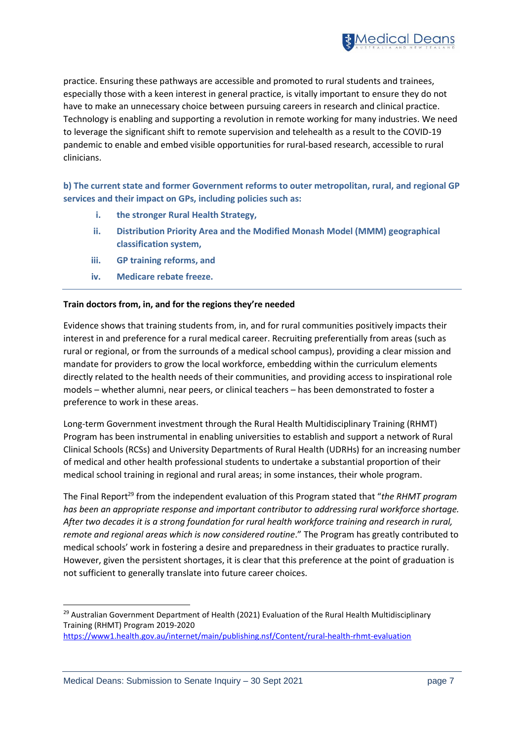practice. Ensuring these pathways are accessible and promoted to rural students and trainees, especially those with a keen interest in general practice, is vitally important to ensure they do not have to make an unnecessary choice between pursuing careers in research and clinical practice. Technology is enabling and supporting a revolution in remote working for many industries. We need to leverage the significant shift to remote supervision and telehealth as a result to the COVID-19 pandemic to enable and embed visible opportunities for rural-based research, accessible to rural clinicians.

**b) The current state and former Government reforms to outer metropolitan, rural, and regional GP services and their impact on GPs, including policies such as:**

- **i. the stronger Rural Health Strategy,**
- **ii. Distribution Priority Area and the Modified Monash Model (MMM) geographical classification system,**
- **iii. GP training reforms, and**
- **iv. Medicare rebate freeze.**

---

**Train doctors from, in, and for the regions they're needed**

Evidence shows that training students from, in, and for rural communities positively impacts their interest in and preference for a rural medical career. Recruiting preferentially from areas (such as rural or regional, or from the surrounds of a medical school campus), providing a clear mission and mandate for providers to grow the local workforce, embedding within the curriculum elements directly related to the health needs of their communities, and providing access to inspirational role models – whether alumni, near peers, or clinical teachers – has been demonstrated to foster a preference to work in these areas.

Long-term Government investment through the Rural Health Multidisciplinary Training (RHMT) Program has been instrumental in enabling universities to establish and support a network of Rural Clinical Schools (RCSs) and University Departments of Rural Health (UDRHs) for an increasing number of medical and other health professional students to undertake a substantial proportion of their medical school training in regional and rural areas; in some instances, their whole program.

The Final Report[29] from the independent evaluation of this Program stated that "*the RHMT program has been an appropriate response and important contributor to addressing rural workforce shortage. After two decades it is a strong foundation for rural health workforce training and research in rural, remote and regional areas which is now considered routine*." The Program has greatly contributed to medical schools' work in fostering a desire and preparedness in their graduates to practice rurally. However, given the persistent shortages, it is clear that this preference at the point of graduation is not sufficient to generally translate into future career choices.

---

[29] Australian Government Department of Health (2021) Evaluation of the Rural Health Multidisciplinary Training (RHMT) Program 2019-2020 https://www1.health.gov.au/internet/main/publishing.nsf/Content/rural-health-rhmt-evaluation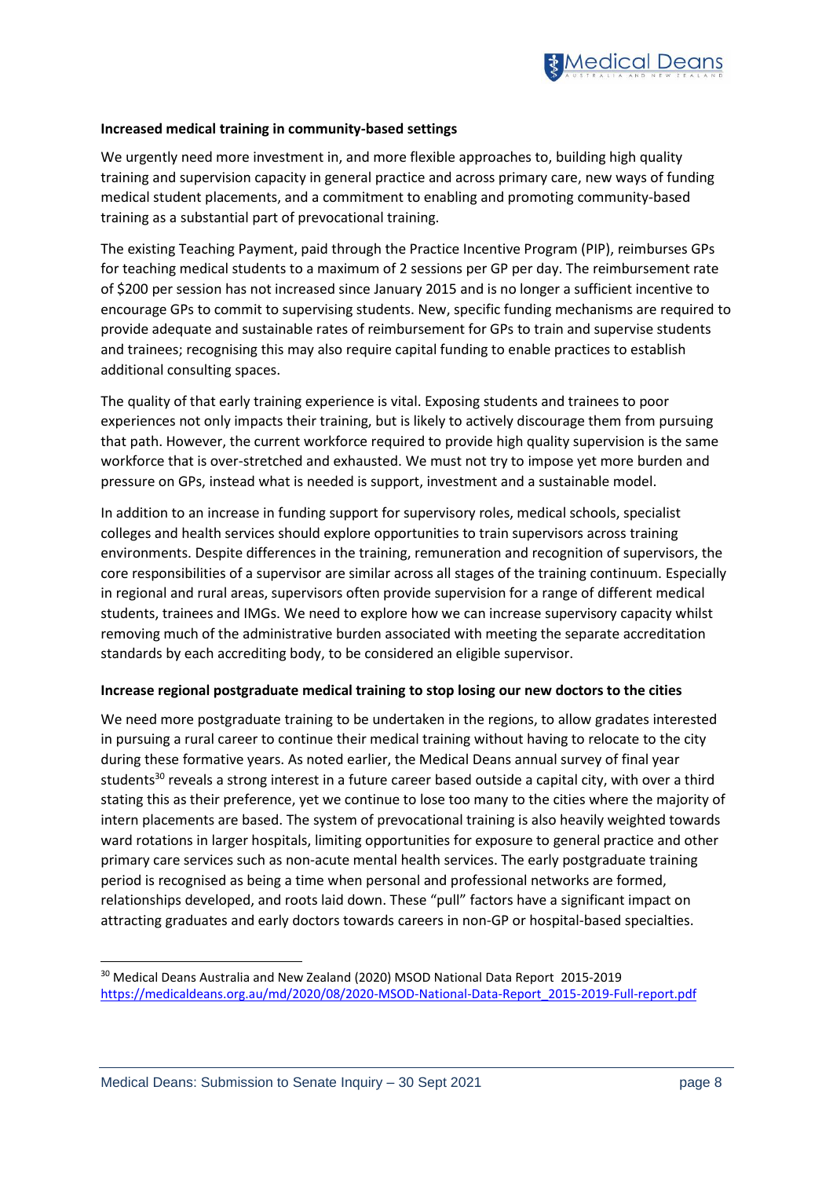**Increased medical training in community-based settings**

We urgently need more investment in, and more flexible approaches to, building high quality training and supervision capacity in general practice and across primary care, new ways of funding medical student placements, and a commitment to enabling and promoting community-based training as a substantial part of prevocational training.

The existing Teaching Payment, paid through the Practice Incentive Program (PIP), reimburses GPs for teaching medical students to a maximum of 2 sessions per GP per day. The reimbursement rate of $200 per session has not increased since January 2015 and is no longer a sufficient incentive to encourage GPs to commit to supervising students. New, specific funding mechanisms are required to provide adequate and sustainable rates of reimbursement for GPs to train and supervise students and trainees; recognising this may also require capital funding to enable practices to establish additional consulting spaces.

The quality of that early training experience is vital. Exposing students and trainees to poor experiences not only impacts their training, but is likely to actively discourage them from pursuing that path. However, the current workforce required to provide high quality supervision is the same workforce that is over-stretched and exhausted. We must not try to impose yet more burden and pressure on GPs, instead what is needed is support, investment and a sustainable model.

In addition to an increase in funding support for supervisory roles, medical schools, specialist colleges and health services should explore opportunities to train supervisors across training environments. Despite differences in the training, remuneration and recognition of supervisors, the core responsibilities of a supervisor are similar across all stages of the training continuum. Especially in regional and rural areas, supervisors often provide supervision for a range of different medical students, trainees and IMGs. We need to explore how we can increase supervisory capacity whilst removing much of the administrative burden associated with meeting the separate accreditation standards by each accrediting body, to be considered an eligible supervisor.

**Increase regional postgraduate medical training to stop losing our new doctors to the cities**

We need more postgraduate training to be undertaken in the regions, to allow gradates interested in pursuing a rural career to continue their medical training without having to relocate to the city during these formative years. As noted earlier, the Medical Deans annual survey of final year students[30] reveals a strong interest in a future career based outside a capital city, with over a third stating this as their preference, yet we continue to lose too many to the cities where the majority of intern placements are based. The system of prevocational training is also heavily weighted towards ward rotations in larger hospitals, limiting opportunities for exposure to general practice and other primary care services such as non-acute mental health services. The early postgraduate training period is recognised as being a time when personal and professional networks are formed, relationships developed, and roots laid down. These "pull" factors have a significant impact on attracting graduates and early doctors towards careers in non-GP or hospital-based specialties.

---

[30] Medical Deans Australia and New Zealand (2020) MSOD National Data Report 2015-2019 https://medicaldeans.org.au/md/2020/08/2020-MSOD-National-Data-Report_2015-2019-Full-report.pdf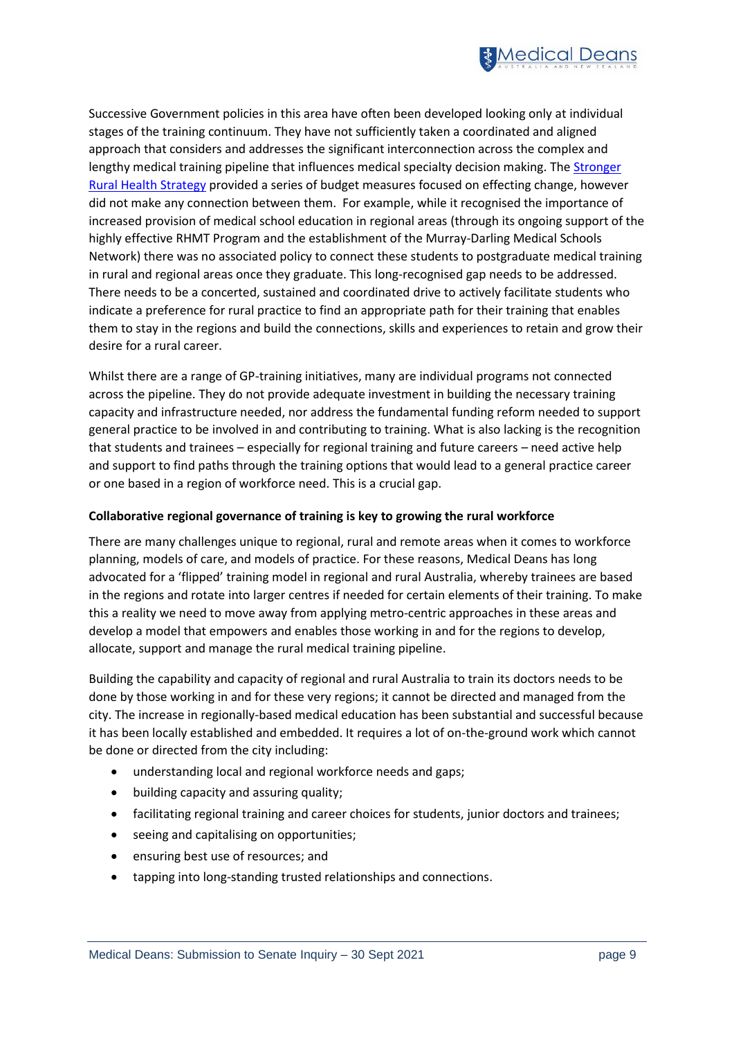Successive Government policies in this area have often been developed looking only at individual stages of the training continuum. They have not sufficiently taken a coordinated and aligned approach that considers and addresses the significant interconnection across the complex and lengthy medical training pipeline that influences medical specialty decision making. The [Stronger Rural Health Strategy]() provided a series of budget measures focused on effecting change, however did not make any connection between them. For example, while it recognised the importance of increased provision of medical school education in regional areas (through its ongoing support of the highly effective RHMT Program and the establishment of the Murray-Darling Medical Schools Network) there was no associated policy to connect these students to postgraduate medical training in rural and regional areas once they graduate. This long-recognised gap needs to be addressed. There needs to be a concerted, sustained and coordinated drive to actively facilitate students who indicate a preference for rural practice to find an appropriate path for their training that enables them to stay in the regions and build the connections, skills and experiences to retain and grow their desire for a rural career.

Whilst there are a range of GP-training initiatives, many are individual programs not connected across the pipeline. They do not provide adequate investment in building the necessary training capacity and infrastructure needed, nor address the fundamental funding reform needed to support general practice to be involved in and contributing to training. What is also lacking is the recognition that students and trainees – especially for regional training and future careers – need active help and support to find paths through the training options that would lead to a general practice career or one based in a region of workforce need. This is a crucial gap.

**Collaborative regional governance of training is key to growing the rural workforce**

There are many challenges unique to regional, rural and remote areas when it comes to workforce planning, models of care, and models of practice. For these reasons, Medical Deans has long advocated for a 'flipped' training model in regional and rural Australia, whereby trainees are based in the regions and rotate into larger centres if needed for certain elements of their training. To make this a reality we need to move away from applying metro-centric approaches in these areas and develop a model that empowers and enables those working in and for the regions to develop, allocate, support and manage the rural medical training pipeline.

Building the capability and capacity of regional and rural Australia to train its doctors needs to be done by those working in and for these very regions; it cannot be directed and managed from the city. The increase in regionally-based medical education has been substantial and successful because it has been locally established and embedded. It requires a lot of on-the-ground work which cannot be done or directed from the city including:

- understanding local and regional workforce needs and gaps;
- building capacity and assuring quality;
- facilitating regional training and career choices for students, junior doctors and trainees;
- seeing and capitalising on opportunities;
- ensuring best use of resources; and
- tapping into long-standing trusted relationships and connections.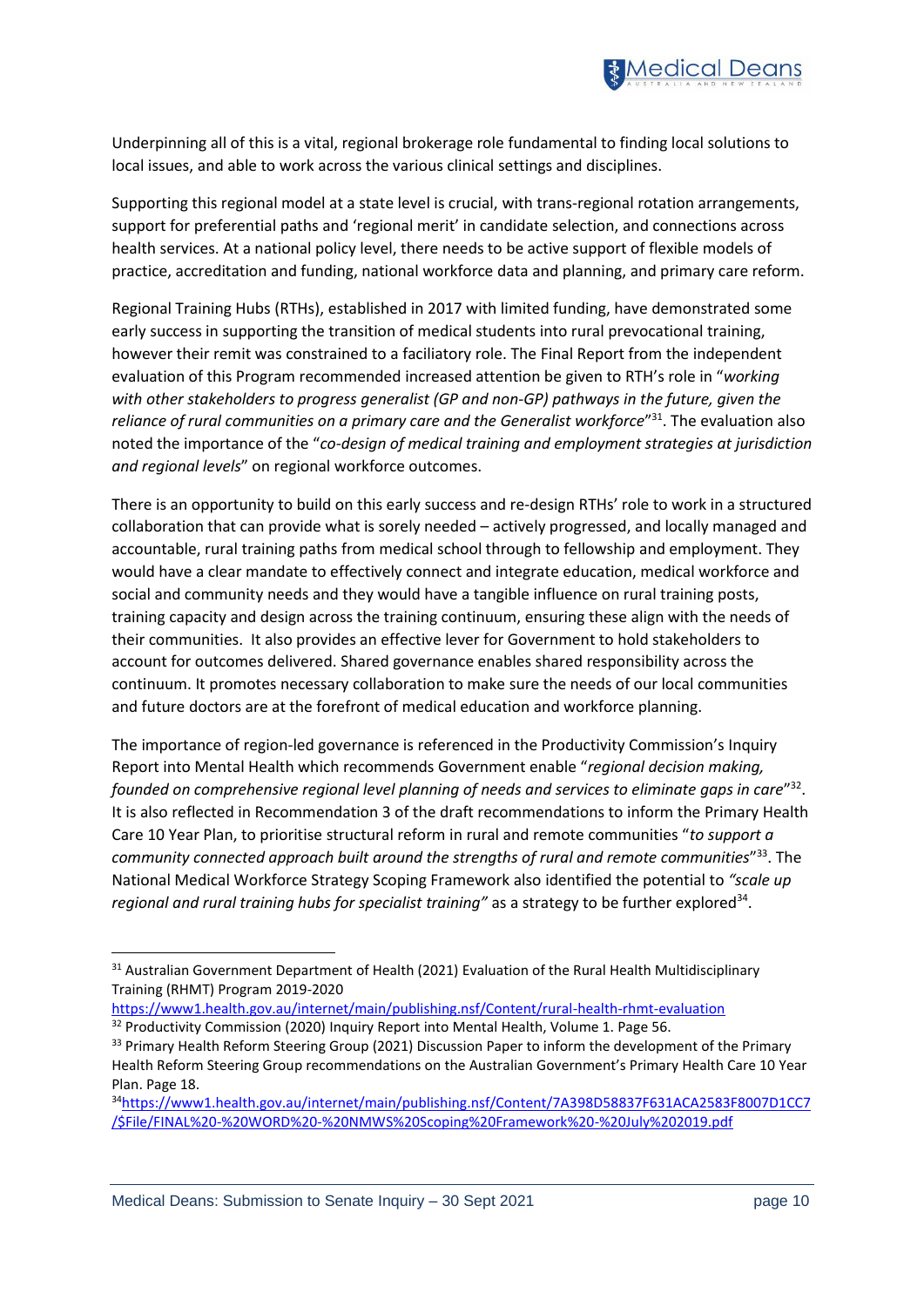Underpinning all of this is a vital, regional brokerage role fundamental to finding local solutions to local issues, and able to work across the various clinical settings and disciplines.

Supporting this regional model at a state level is crucial, with trans-regional rotation arrangements, support for preferential paths and 'regional merit' in candidate selection, and connections across health services. At a national policy level, there needs to be active support of flexible models of practice, accreditation and funding, national workforce data and planning, and primary care reform.

Regional Training Hubs (RTHs), established in 2017 with limited funding, have demonstrated some early success in supporting the transition of medical students into rural prevocational training, however their remit was constrained to a faciliatory role. The Final Report from the independent evaluation of this Program recommended increased attention be given to RTH's role in "*working with other stakeholders to progress generalist (GP and non-GP) pathways in the future, given the reliance of rural communities on a primary care and the Generalist workforce*"[31]. The evaluation also noted the importance of the "*co-design of medical training and employment strategies at jurisdiction and regional levels*" on regional workforce outcomes.

There is an opportunity to build on this early success and re-design RTHs' role to work in a structured collaboration that can provide what is sorely needed – actively progressed, and locally managed and accountable, rural training paths from medical school through to fellowship and employment. They would have a clear mandate to effectively connect and integrate education, medical workforce and social and community needs and they would have a tangible influence on rural training posts, training capacity and design across the training continuum, ensuring these align with the needs of their communities. It also provides an effective lever for Government to hold stakeholders to account for outcomes delivered. Shared governance enables shared responsibility across the continuum. It promotes necessary collaboration to make sure the needs of our local communities and future doctors are at the forefront of medical education and workforce planning.

The importance of region-led governance is referenced in the Productivity Commission's Inquiry Report into Mental Health which recommends Government enable "*regional decision making, founded on comprehensive regional level planning of needs and services to eliminate gaps in care*"[32]. It is also reflected in Recommendation 3 of the draft recommendations to inform the Primary Health Care 10 Year Plan, to prioritise structural reform in rural and remote communities "*to support a community connected approach built around the strengths of rural and remote communities*"[33]. The National Medical Workforce Strategy Scoping Framework also identified the potential to *"scale up regional and rural training hubs for specialist training"* as a strategy to be further explored[34].

---

[31] Australian Government Department of Health (2021) Evaluation of the Rural Health Multidisciplinary Training (RHMT) Program 2019-2020 https://www1.health.gov.au/internet/main/publishing.nsf/Content/rural-health-rhmt-evaluation

[32] Productivity Commission (2020) Inquiry Report into Mental Health, Volume 1. Page 56.

[33] Primary Health Reform Steering Group (2021) Discussion Paper to inform the development of the Primary Health Reform Steering Group recommendations on the Australian Government's Primary Health Care 10 Year Plan. Page 18.

[34] https://www1.health.gov.au/internet/main/publishing.nsf/Content/7A398D58837F631ACA2583F8007D1CC7/$File/FINAL%20-%20WORD%20-%20NMWS%20Scoping%20Framework%20-%20July%202019.pdf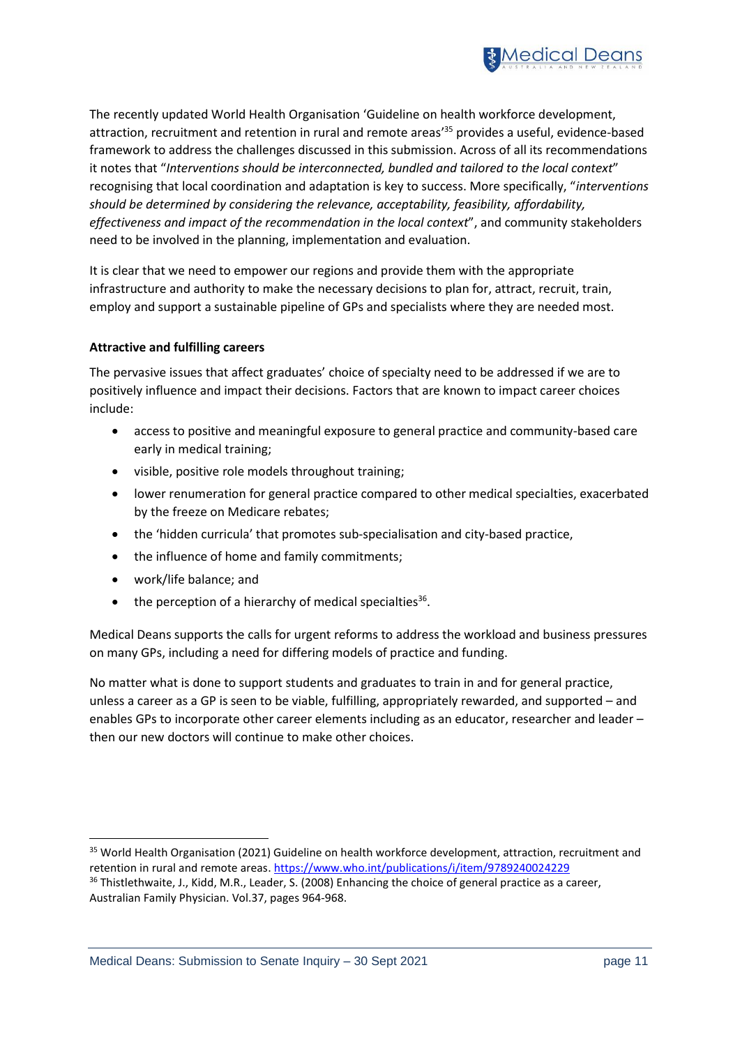The recently updated World Health Organisation 'Guideline on health workforce development, attraction, recruitment and retention in rural and remote areas'[35] provides a useful, evidence-based framework to address the challenges discussed in this submission. Across of all its recommendations it notes that "*Interventions should be interconnected, bundled and tailored to the local context*" recognising that local coordination and adaptation is key to success. More specifically, "*interventions should be determined by considering the relevance, acceptability, feasibility, affordability, effectiveness and impact of the recommendation in the local context*", and community stakeholders need to be involved in the planning, implementation and evaluation.

It is clear that we need to empower our regions and provide them with the appropriate infrastructure and authority to make the necessary decisions to plan for, attract, recruit, train, employ and support a sustainable pipeline of GPs and specialists where they are needed most.

**Attractive and fulfilling careers**

The pervasive issues that affect graduates' choice of specialty need to be addressed if we are to positively influence and impact their decisions. Factors that are known to impact career choices include:

- access to positive and meaningful exposure to general practice and community-based care early in medical training;
- visible, positive role models throughout training;
- lower renumeration for general practice compared to other medical specialties, exacerbated by the freeze on Medicare rebates;
- the 'hidden curricula' that promotes sub-specialisation and city-based practice,
- the influence of home and family commitments;
- work/life balance; and
- the perception of a hierarchy of medical specialties[36].

Medical Deans supports the calls for urgent reforms to address the workload and business pressures on many GPs, including a need for differing models of practice and funding.

No matter what is done to support students and graduates to train in and for general practice, unless a career as a GP is seen to be viable, fulfilling, appropriately rewarded, and supported – and enables GPs to incorporate other career elements including as an educator, researcher and leader – then our new doctors will continue to make other choices.

---

[35] World Health Organisation (2021) Guideline on health workforce development, attraction, recruitment and retention in rural and remote areas. https://www.who.int/publications/i/item/9789240024229

[36] Thistlethwaite, J., Kidd, M.R., Leader, S. (2008) Enhancing the choice of general practice as a career, Australian Family Physician. Vol.37, pages 964-968.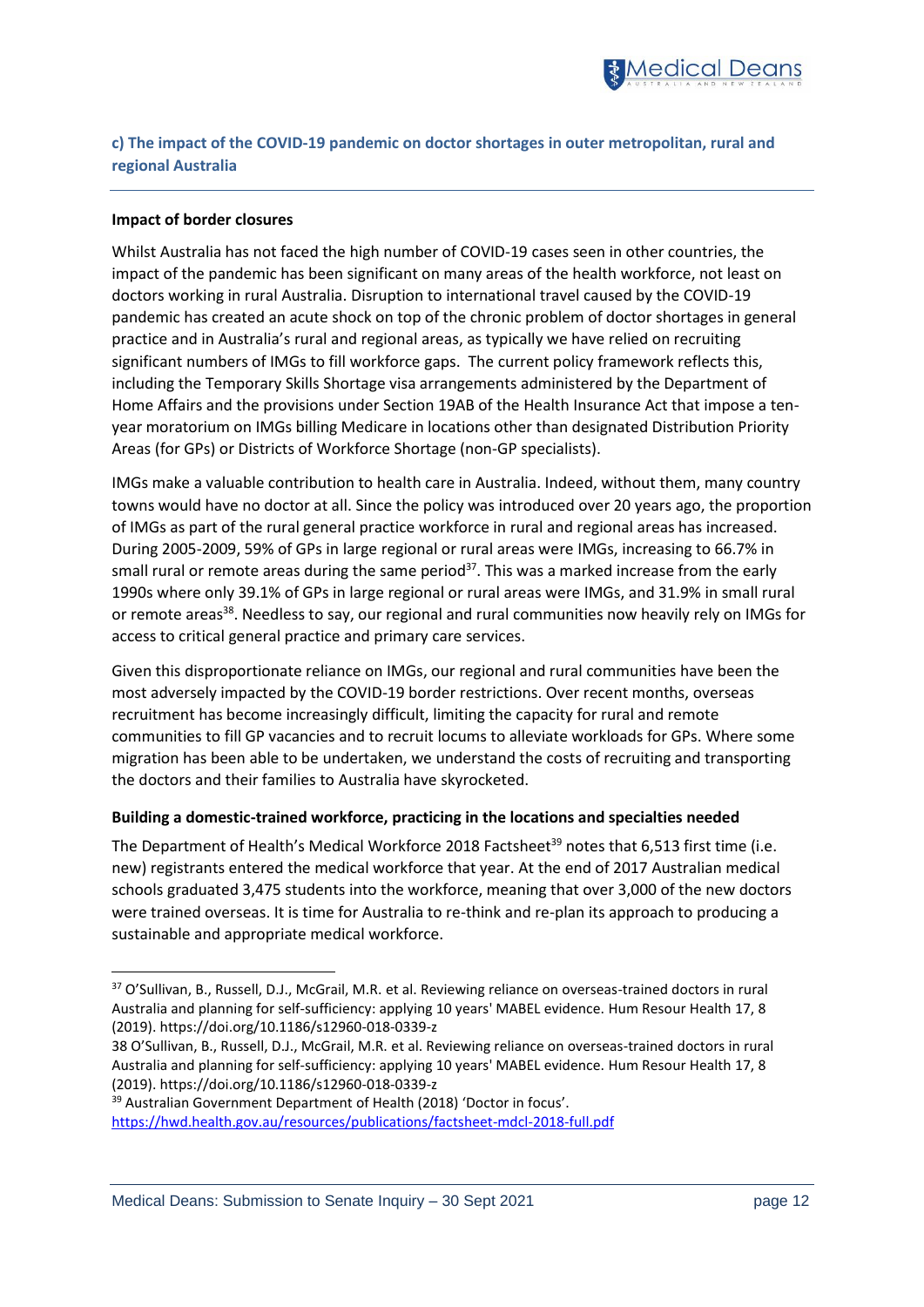## c) The impact of the COVID-19 pandemic on doctor shortages in outer metropolitan, rural and regional Australia

**Impact of border closures**

Whilst Australia has not faced the high number of COVID-19 cases seen in other countries, the impact of the pandemic has been significant on many areas of the health workforce, not least on doctors working in rural Australia. Disruption to international travel caused by the COVID-19 pandemic has created an acute shock on top of the chronic problem of doctor shortages in general practice and in Australia's rural and regional areas, as typically we have relied on recruiting significant numbers of IMGs to fill workforce gaps. The current policy framework reflects this, including the Temporary Skills Shortage visa arrangements administered by the Department of Home Affairs and the provisions under Section 19AB of the Health Insurance Act that impose a ten-year moratorium on IMGs billing Medicare in locations other than designated Distribution Priority Areas (for GPs) or Districts of Workforce Shortage (non-GP specialists).

IMGs make a valuable contribution to health care in Australia. Indeed, without them, many country towns would have no doctor at all. Since the policy was introduced over 20 years ago, the proportion of IMGs as part of the rural general practice workforce in rural and regional areas has increased. During 2005-2009, 59% of GPs in large regional or rural areas were IMGs, increasing to 66.7% in small rural or remote areas during the same period[37]. This was a marked increase from the early 1990s where only 39.1% of GPs in large regional or rural areas were IMGs, and 31.9% in small rural or remote areas[38]. Needless to say, our regional and rural communities now heavily rely on IMGs for access to critical general practice and primary care services.

Given this disproportionate reliance on IMGs, our regional and rural communities have been the most adversely impacted by the COVID-19 border restrictions. Over recent months, overseas recruitment has become increasingly difficult, limiting the capacity for rural and remote communities to fill GP vacancies and to recruit locums to alleviate workloads for GPs. Where some migration has been able to be undertaken, we understand the costs of recruiting and transporting the doctors and their families to Australia have skyrocketed.

**Building a domestic-trained workforce, practicing in the locations and specialties needed**

The Department of Health's Medical Workforce 2018 Factsheet[39] notes that 6,513 first time (i.e. new) registrants entered the medical workforce that year. At the end of 2017 Australian medical schools graduated 3,475 students into the workforce, meaning that over 3,000 of the new doctors were trained overseas. It is time for Australia to re-think and re-plan its approach to producing a sustainable and appropriate medical workforce.

---

[37] O'Sullivan, B., Russell, D.J., McGrail, M.R. et al. Reviewing reliance on overseas-trained doctors in rural Australia and planning for self-sufficiency: applying 10 years' MABEL evidence. Hum Resour Health 17, 8 (2019). https://doi.org/10.1186/s12960-018-0339-z

38 O'Sullivan, B., Russell, D.J., McGrail, M.R. et al. Reviewing reliance on overseas-trained doctors in rural Australia and planning for self-sufficiency: applying 10 years' MABEL evidence. Hum Resour Health 17, 8 (2019). https://doi.org/10.1186/s12960-018-0339-z

[39] Australian Government Department of Health (2018) 'Doctor in focus'. https://hwd.health.gov.au/resources/publications/factsheet-mdcl-2018-full.pdf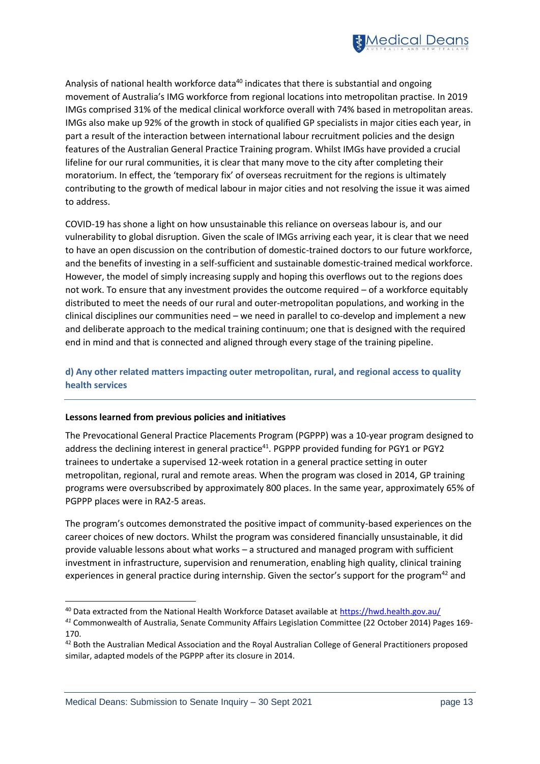Analysis of national health workforce data[40] indicates that there is substantial and ongoing movement of Australia's IMG workforce from regional locations into metropolitan practise. In 2019 IMGs comprised 31% of the medical clinical workforce overall with 74% based in metropolitan areas. IMGs also make up 92% of the growth in stock of qualified GP specialists in major cities each year, in part a result of the interaction between international labour recruitment policies and the design features of the Australian General Practice Training program. Whilst IMGs have provided a crucial lifeline for our rural communities, it is clear that many move to the city after completing their moratorium. In effect, the 'temporary fix' of overseas recruitment for the regions is ultimately contributing to the growth of medical labour in major cities and not resolving the issue it was aimed to address.

COVID-19 has shone a light on how unsustainable this reliance on overseas labour is, and our vulnerability to global disruption. Given the scale of IMGs arriving each year, it is clear that we need to have an open discussion on the contribution of domestic-trained doctors to our future workforce, and the benefits of investing in a self-sufficient and sustainable domestic-trained medical workforce. However, the model of simply increasing supply and hoping this overflows out to the regions does not work. To ensure that any investment provides the outcome required – of a workforce equitably distributed to meet the needs of our rural and outer-metropolitan populations, and working in the clinical disciplines our communities need – we need in parallel to co-develop and implement a new and deliberate approach to the medical training continuum; one that is designed with the required end in mind and that is connected and aligned through every stage of the training pipeline.

## d) Any other related matters impacting outer metropolitan, rural, and regional access to quality health services

**Lessons learned from previous policies and initiatives**

The Prevocational General Practice Placements Program (PGPPP) was a 10-year program designed to address the declining interest in general practice[41]. PGPPP provided funding for PGY1 or PGY2 trainees to undertake a supervised 12-week rotation in a general practice setting in outer metropolitan, regional, rural and remote areas. When the program was closed in 2014, GP training programs were oversubscribed by approximately 800 places. In the same year, approximately 65% of PGPPP places were in RA2-5 areas.

The program's outcomes demonstrated the positive impact of community-based experiences on the career choices of new doctors. Whilst the program was considered financially unsustainable, it did provide valuable lessons about what works – a structured and managed program with sufficient investment in infrastructure, supervision and renumeration, enabling high quality, clinical training experiences in general practice during internship. Given the sector's support for the program[42] and

---

[40] Data extracted from the National Health Workforce Dataset available at https://hwd.health.gov.au/

[41] Commonwealth of Australia, Senate Community Affairs Legislation Committee (22 October 2014) Pages 169-170.

[42] Both the Australian Medical Association and the Royal Australian College of General Practitioners proposed similar, adapted models of the PGPPP after its closure in 2014.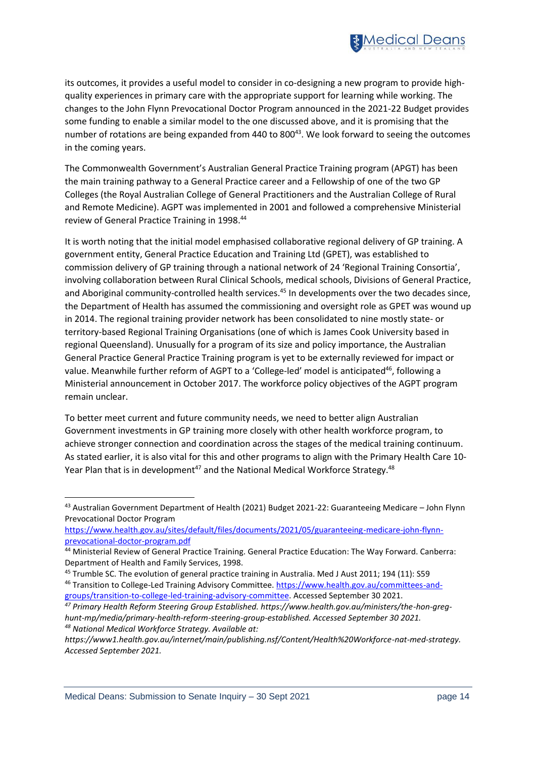its outcomes, it provides a useful model to consider in co-designing a new program to provide high-quality experiences in primary care with the appropriate support for learning while working. The changes to the John Flynn Prevocational Doctor Program announced in the 2021-22 Budget provides some funding to enable a similar model to the one discussed above, and it is promising that the number of rotations are being expanded from 440 to 800[43]. We look forward to seeing the outcomes in the coming years.

The Commonwealth Government's Australian General Practice Training program (APGT) has been the main training pathway to a General Practice career and a Fellowship of one of the two GP Colleges (the Royal Australian College of General Practitioners and the Australian College of Rural and Remote Medicine). AGPT was implemented in 2001 and followed a comprehensive Ministerial review of General Practice Training in 1998.[44]

It is worth noting that the initial model emphasised collaborative regional delivery of GP training. A government entity, General Practice Education and Training Ltd (GPET), was established to commission delivery of GP training through a national network of 24 'Regional Training Consortia', involving collaboration between Rural Clinical Schools, medical schools, Divisions of General Practice, and Aboriginal community-controlled health services.[45] In developments over the two decades since, the Department of Health has assumed the commissioning and oversight role as GPET was wound up in 2014. The regional training provider network has been consolidated to nine mostly state- or territory-based Regional Training Organisations (one of which is James Cook University based in regional Queensland). Unusually for a program of its size and policy importance, the Australian General Practice General Practice Training program is yet to be externally reviewed for impact or value. Meanwhile further reform of AGPT to a 'College-led' model is anticipated[46], following a Ministerial announcement in October 2017. The workforce policy objectives of the AGPT program remain unclear.

To better meet current and future community needs, we need to better align Australian Government investments in GP training more closely with other health workforce program, to achieve stronger connection and coordination across the stages of the medical training continuum. As stated earlier, it is also vital for this and other programs to align with the Primary Health Care 10-Year Plan that is in development[47] and the National Medical Workforce Strategy.[48]

---

[43] Australian Government Department of Health (2021) Budget 2021-22: Guaranteeing Medicare – John Flynn Prevocational Doctor Program https://www.health.gov.au/sites/default/files/documents/2021/05/guaranteeing-medicare-john-flynn-prevocational-doctor-program.pdf

[44] Ministerial Review of General Practice Training. General Practice Education: The Way Forward. Canberra: Department of Health and Family Services, 1998.

[45] Trumble SC. The evolution of general practice training in Australia. Med J Aust 2011; 194 (11): S59

[46] Transition to College-Led Training Advisory Committee. https://www.health.gov.au/committees-and-groups/transition-to-college-led-training-advisory-committee. Accessed September 30 2021.

[47] *Primary Health Reform Steering Group Established. https://www.health.gov.au/ministers/the-hon-greg-hunt-mp/media/primary-health-reform-steering-group-established. Accessed September 30 2021.*

[48] *National Medical Workforce Strategy. Available at: https://www1.health.gov.au/internet/main/publishing.nsf/Content/Health%20Workforce-nat-med-strategy. Accessed September 2021.*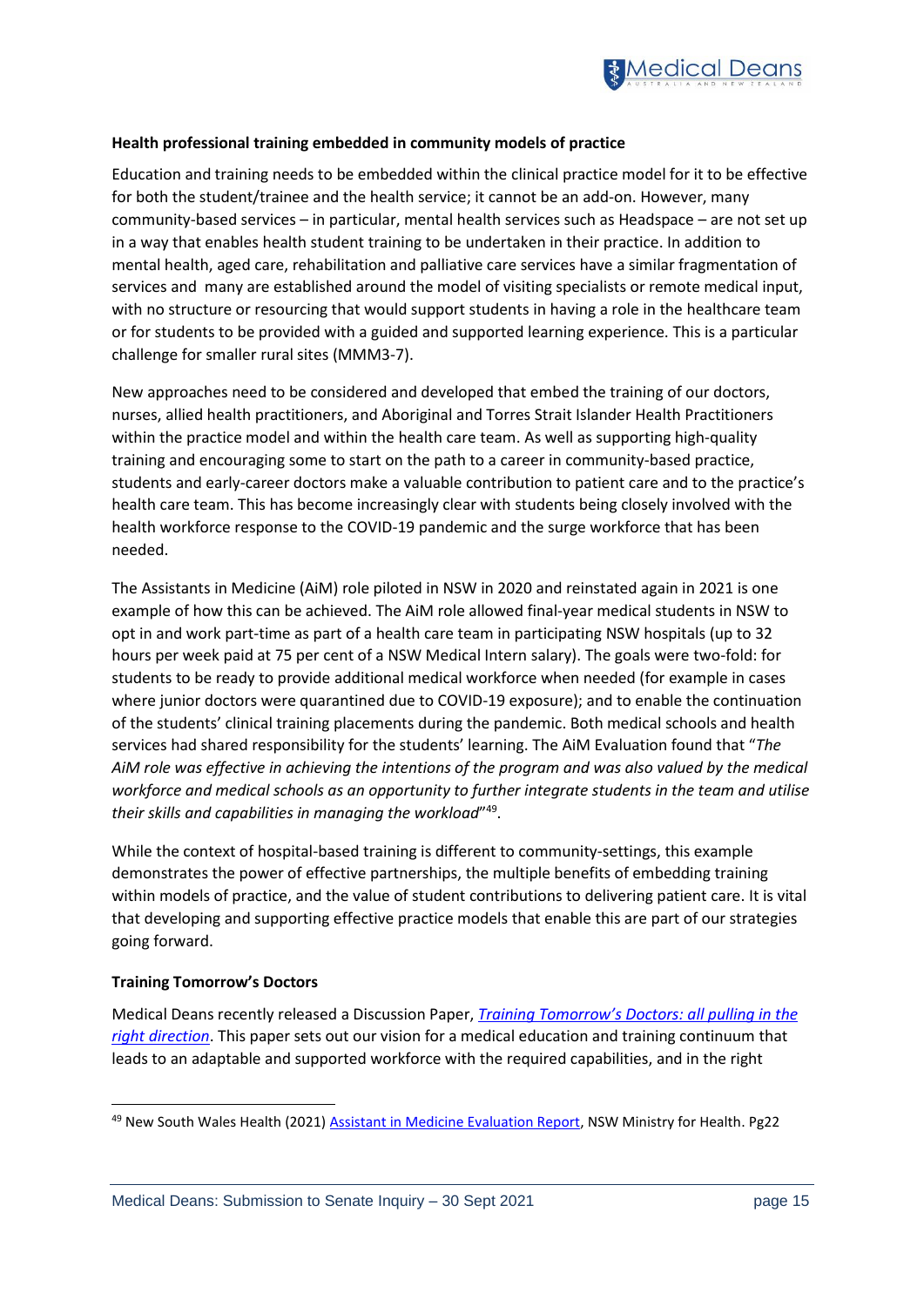**Health professional training embedded in community models of practice**

Education and training needs to be embedded within the clinical practice model for it to be effective for both the student/trainee and the health service; it cannot be an add-on. However, many community-based services – in particular, mental health services such as Headspace – are not set up in a way that enables health student training to be undertaken in their practice. In addition to mental health, aged care, rehabilitation and palliative care services have a similar fragmentation of services and many are established around the model of visiting specialists or remote medical input, with no structure or resourcing that would support students in having a role in the healthcare team or for students to be provided with a guided and supported learning experience. This is a particular challenge for smaller rural sites (MMM3-7).

New approaches need to be considered and developed that embed the training of our doctors, nurses, allied health practitioners, and Aboriginal and Torres Strait Islander Health Practitioners within the practice model and within the health care team. As well as supporting high-quality training and encouraging some to start on the path to a career in community-based practice, students and early-career doctors make a valuable contribution to patient care and to the practice's health care team. This has become increasingly clear with students being closely involved with the health workforce response to the COVID-19 pandemic and the surge workforce that has been needed.

The Assistants in Medicine (AiM) role piloted in NSW in 2020 and reinstated again in 2021 is one example of how this can be achieved. The AiM role allowed final-year medical students in NSW to opt in and work part-time as part of a health care team in participating NSW hospitals (up to 32 hours per week paid at 75 per cent of a NSW Medical Intern salary). The goals were two-fold: for students to be ready to provide additional medical workforce when needed (for example in cases where junior doctors were quarantined due to COVID-19 exposure); and to enable the continuation of the students' clinical training placements during the pandemic. Both medical schools and health services had shared responsibility for the students' learning. The AiM Evaluation found that "*The AiM role was effective in achieving the intentions of the program and was also valued by the medical workforce and medical schools as an opportunity to further integrate students in the team and utilise their skills and capabilities in managing the workload*"[49].

While the context of hospital-based training is different to community-settings, this example demonstrates the power of effective partnerships, the multiple benefits of embedding training within models of practice, and the value of student contributions to delivering patient care. It is vital that developing and supporting effective practice models that enable this are part of our strategies going forward.

**Training Tomorrow's Doctors**

Medical Deans recently released a Discussion Paper, *Training Tomorrow's Doctors: all pulling in the right direction*. This paper sets out our vision for a medical education and training continuum that leads to an adaptable and supported workforce with the required capabilities, and in the right

---

[49] New South Wales Health (2021) Assistant in Medicine Evaluation Report, NSW Ministry for Health. Pg22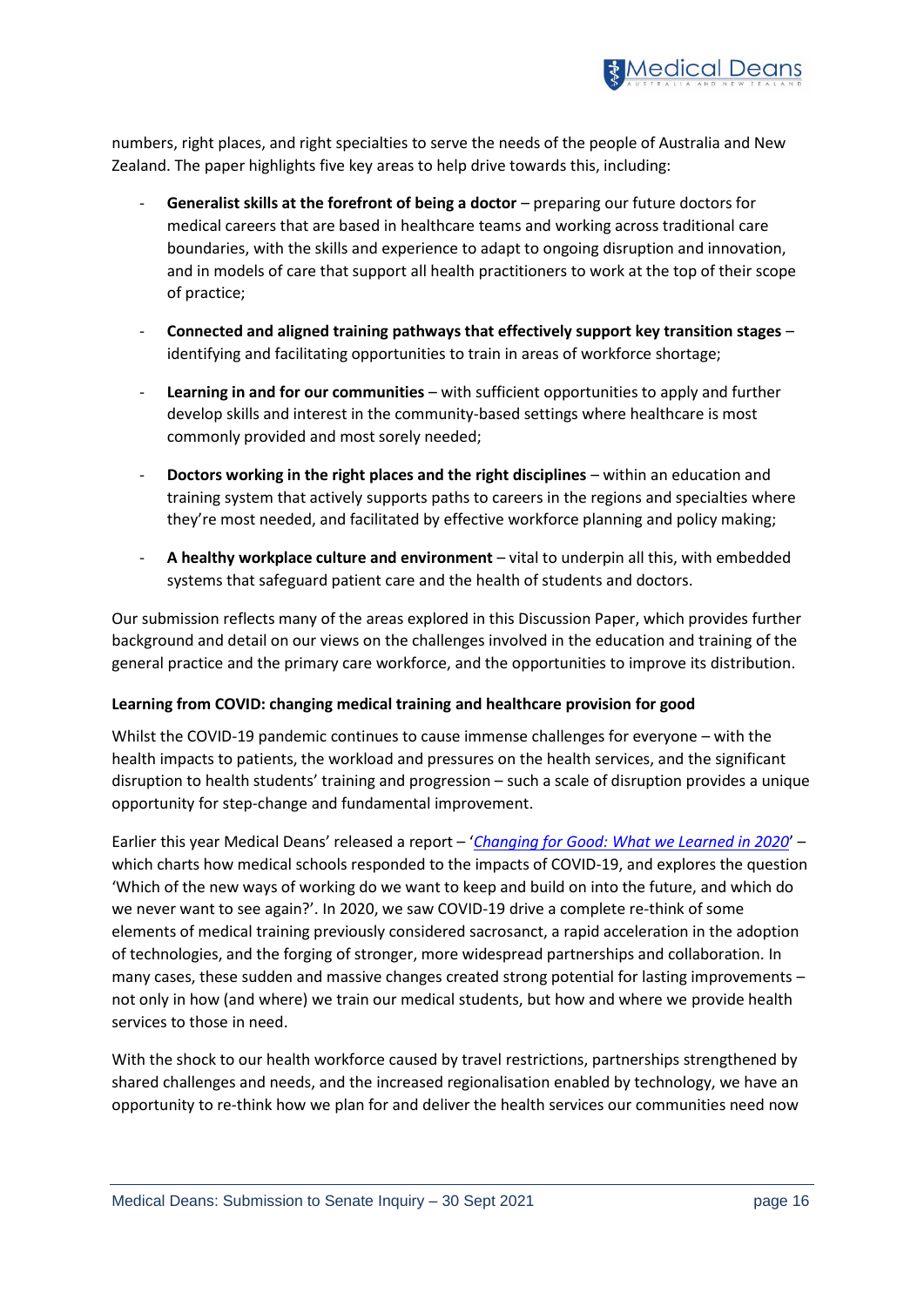numbers, right places, and right specialties to serve the needs of the people of Australia and New Zealand. The paper highlights five key areas to help drive towards this, including:

- **Generalist skills at the forefront of being a doctor** – preparing our future doctors for medical careers that are based in healthcare teams and working across traditional care boundaries, with the skills and experience to adapt to ongoing disruption and innovation, and in models of care that support all health practitioners to work at the top of their scope of practice;
- **Connected and aligned training pathways that effectively support key transition stages** – identifying and facilitating opportunities to train in areas of workforce shortage;
- **Learning in and for our communities** – with sufficient opportunities to apply and further develop skills and interest in the community-based settings where healthcare is most commonly provided and most sorely needed;
- **Doctors working in the right places and the right disciplines** – within an education and training system that actively supports paths to careers in the regions and specialties where they're most needed, and facilitated by effective workforce planning and policy making;
- **A healthy workplace culture and environment** – vital to underpin all this, with embedded systems that safeguard patient care and the health of students and doctors.

Our submission reflects many of the areas explored in this Discussion Paper, which provides further background and detail on our views on the challenges involved in the education and training of the general practice and the primary care workforce, and the opportunities to improve its distribution.

**Learning from COVID: changing medical training and healthcare provision for good**

Whilst the COVID-19 pandemic continues to cause immense challenges for everyone – with the health impacts to patients, the workload and pressures on the health services, and the significant disruption to health students' training and progression – such a scale of disruption provides a unique opportunity for step-change and fundamental improvement.

Earlier this year Medical Deans' released a report – '*Changing for Good: What we Learned in 2020*' – which charts how medical schools responded to the impacts of COVID-19, and explores the question 'Which of the new ways of working do we want to keep and build on into the future, and which do we never want to see again?'. In 2020, we saw COVID-19 drive a complete re-think of some elements of medical training previously considered sacrosanct, a rapid acceleration in the adoption of technologies, and the forging of stronger, more widespread partnerships and collaboration. In many cases, these sudden and massive changes created strong potential for lasting improvements – not only in how (and where) we train our medical students, but how and where we provide health services to those in need.

With the shock to our health workforce caused by travel restrictions, partnerships strengthened by shared challenges and needs, and the increased regionalisation enabled by technology, we have an opportunity to re-think how we plan for and deliver the health services our communities need now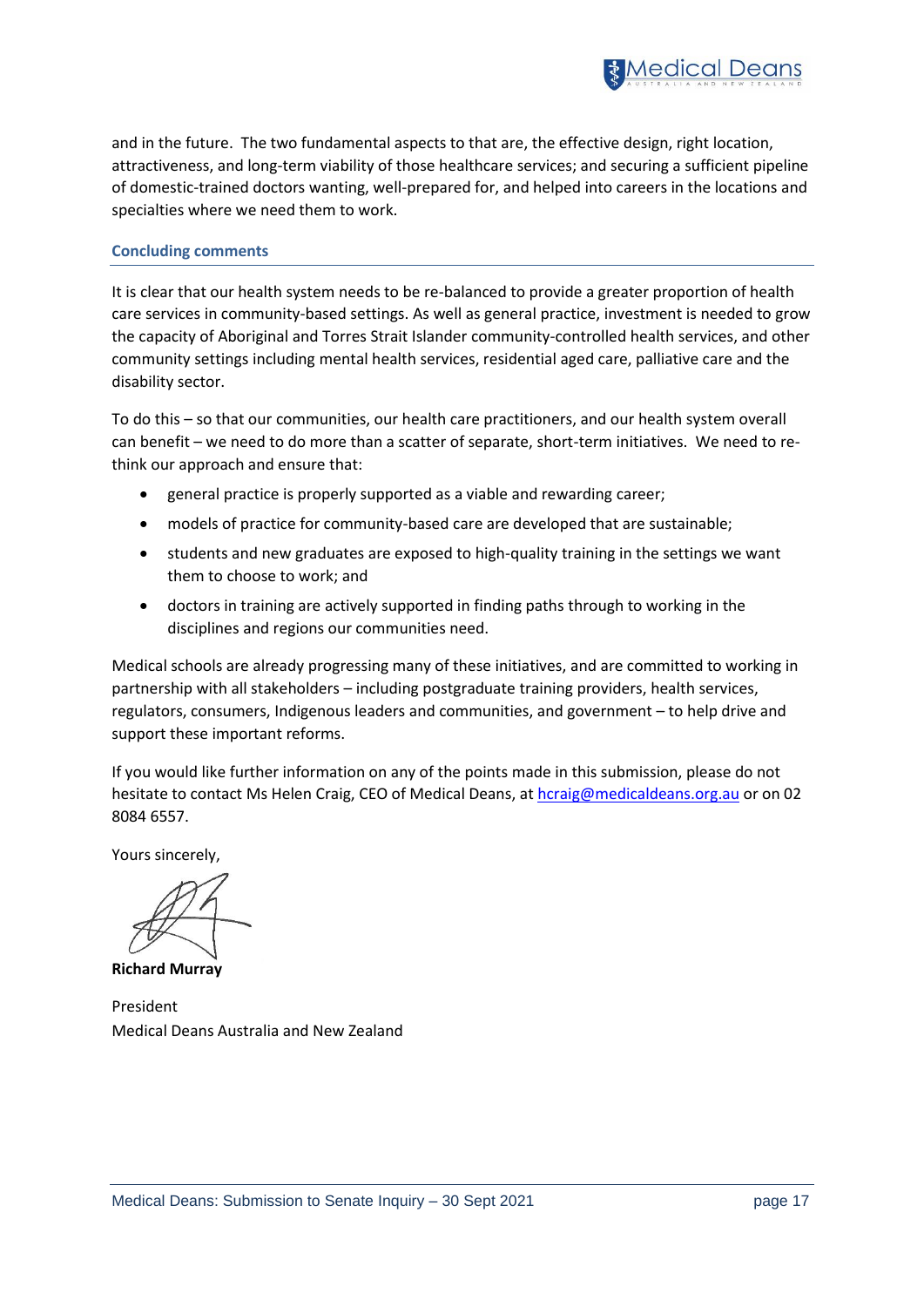and in the future. The two fundamental aspects to that are, the effective design, right location, attractiveness, and long-term viability of those healthcare services; and securing a sufficient pipeline of domestic-trained doctors wanting, well-prepared for, and helped into careers in the locations and specialties where we need them to work.

### Concluding comments

It is clear that our health system needs to be re-balanced to provide a greater proportion of health care services in community-based settings. As well as general practice, investment is needed to grow the capacity of Aboriginal and Torres Strait Islander community-controlled health services, and other community settings including mental health services, residential aged care, palliative care and the disability sector.

To do this – so that our communities, our health care practitioners, and our health system overall can benefit – we need to do more than a scatter of separate, short-term initiatives. We need to re-think our approach and ensure that:

- general practice is properly supported as a viable and rewarding career;
- models of practice for community-based care are developed that are sustainable;
- students and new graduates are exposed to high-quality training in the settings we want them to choose to work; and
- doctors in training are actively supported in finding paths through to working in the disciplines and regions our communities need.

Medical schools are already progressing many of these initiatives, and are committed to working in partnership with all stakeholders – including postgraduate training providers, health services, regulators, consumers, Indigenous leaders and communities, and government – to help drive and support these important reforms.

If you would like further information on any of the points made in this submission, please do not hesitate to contact Ms Helen Craig, CEO of Medical Deans, at hcraig@medicaldeans.org.au or on 02 8084 6557.

Yours sincerely,

**Richard Murray**

President
Medical Deans Australia and New Zealand